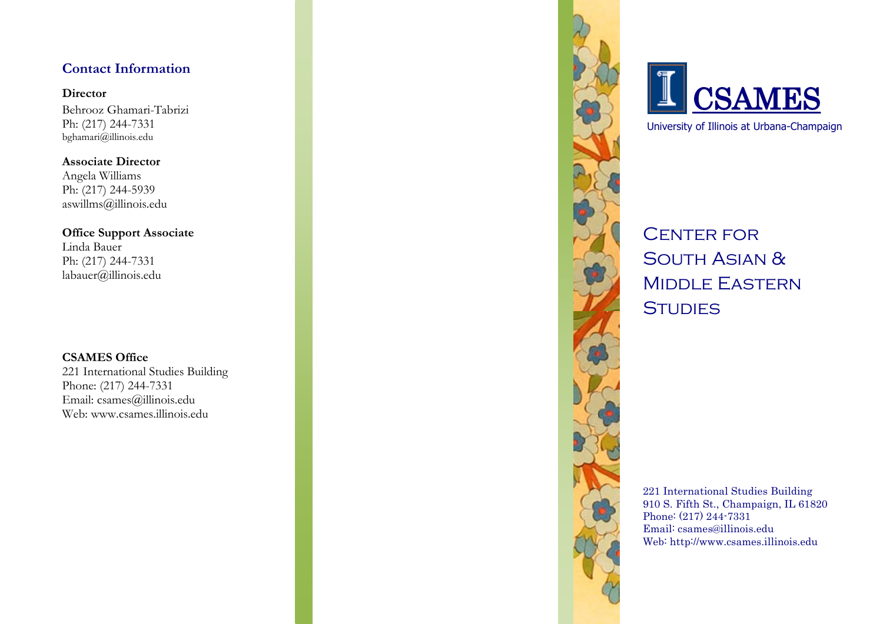## Contact Information

**Director**
Behrooz Ghamari-Tabrizi
Ph: (217) 244-7331
bghamari@illinois.edu

**Associate Director**
Angela Williams
Ph: (217) 244-5939
aswillms@illinois.edu

**Office Support Associate**
Linda Bauer
Ph: (217) 244-7331
labauer@illinois.edu

**CSAMES Office**
221 International Studies Building
Phone: (217) 244-7331
Email: csames@illinois.edu
Web: www.csames.illinois.edu

# CSAMES

University of Illinois at Urbana-Champaign

# Center for South Asian & Middle Eastern Studies

221 International Studies Building
910 S. Fifth St., Champaign, IL 61820
Phone: (217) 244-7331
Email: csames@illinois.edu
Web: http://www.csames.illinois.edu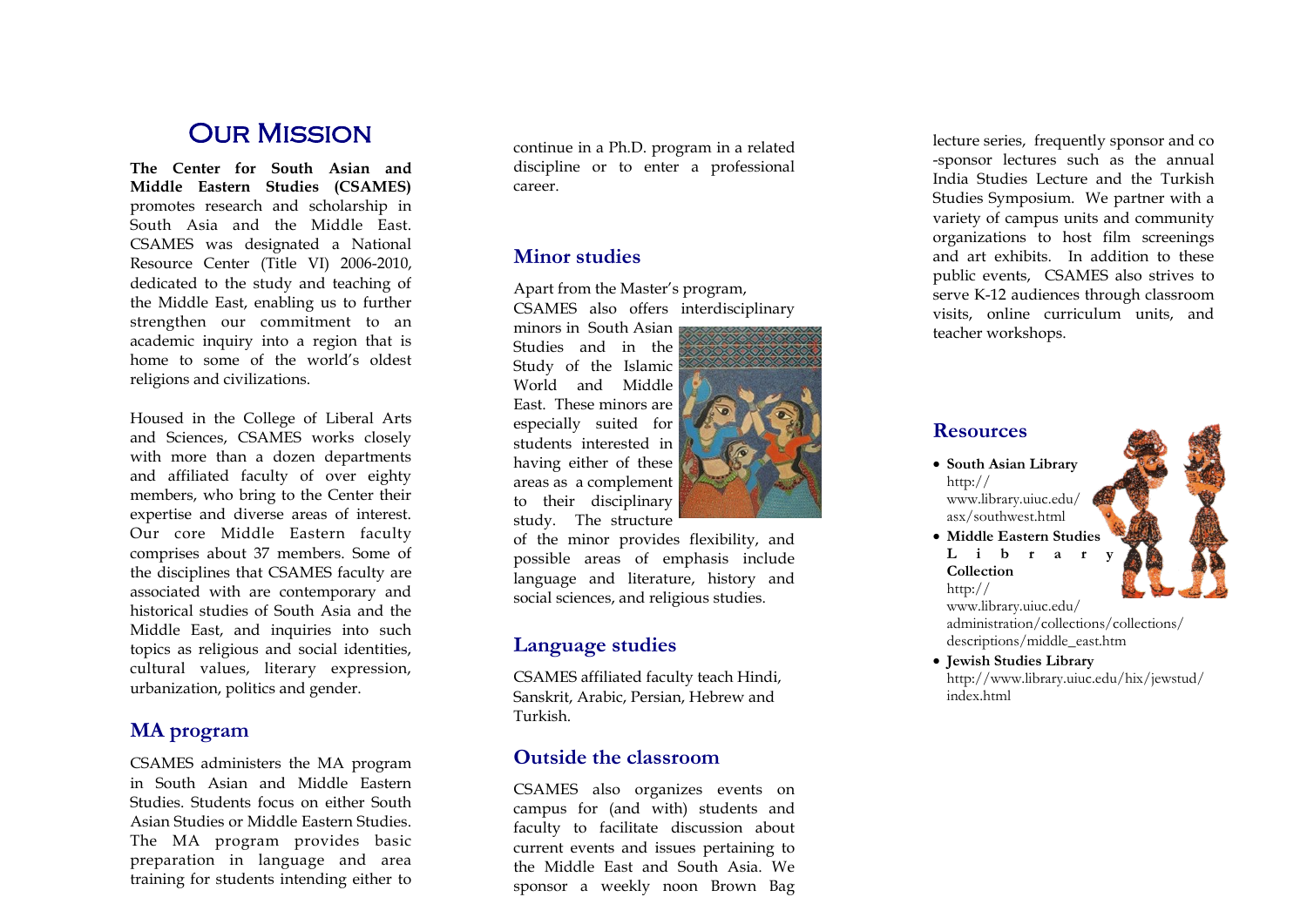# Our Mission

**The Center for South Asian and Middle Eastern Studies (CSAMES)** promotes research and scholarship in South Asia and the Middle East. CSAMES was designated a National Resource Center (Title VI) 2006-2010, dedicated to the study and teaching of the Middle East, enabling us to further strengthen our commitment to an academic inquiry into a region that is home to some of the world's oldest religions and civilizations.

Housed in the College of Liberal Arts and Sciences, CSAMES works closely with more than a dozen departments and affiliated faculty of over eighty members, who bring to the Center their expertise and diverse areas of interest. Our core Middle Eastern faculty comprises about 37 members. Some of the disciplines that CSAMES faculty are associated with are contemporary and historical studies of South Asia and the Middle East, and inquiries into such topics as religious and social identities, cultural values, literary expression, urbanization, politics and gender.

## MA program

CSAMES administers the MA program in South Asian and Middle Eastern Studies. Students focus on either South Asian Studies or Middle Eastern Studies. The MA program provides basic preparation in language and area training for students intending either to continue in a Ph.D. program in a related discipline or to enter a professional career.

## Minor studies

Apart from the Master's program, CSAMES also offers interdisciplinary minors in South Asian Studies and in the Study of the Islamic World and Middle East. These minors are especially suited for students interested in having either of these areas as a complement to their disciplinary study. The structure of the minor provides flexibility, and possible areas of emphasis include language and literature, history and social sciences, and religious studies.

## Language studies

CSAMES affiliated faculty teach Hindi, Sanskrit, Arabic, Persian, Hebrew and Turkish.

## Outside the classroom

CSAMES also organizes events on campus for (and with) students and faculty to facilitate discussion about current events and issues pertaining to the Middle East and South Asia. We sponsor a weekly noon Brown Bag lecture series, frequently sponsor and co-sponsor lectures such as the annual India Studies Lecture and the Turkish Studies Symposium. We partner with a variety of campus units and community organizations to host film screenings and art exhibits. In addition to these public events, CSAMES also strives to serve K-12 audiences through classroom visits, online curriculum units, and teacher workshops.

## Resources

- **South Asian Library**
  http://www.library.uiuc.edu/asx/southwest.html
- **Middle Eastern Studies Library Collection**
  http://www.library.uiuc.edu/administration/collections/collections/descriptions/middle_east.htm
- **Jewish Studies Library**
  http://www.library.uiuc.edu/hix/jewstud/index.html